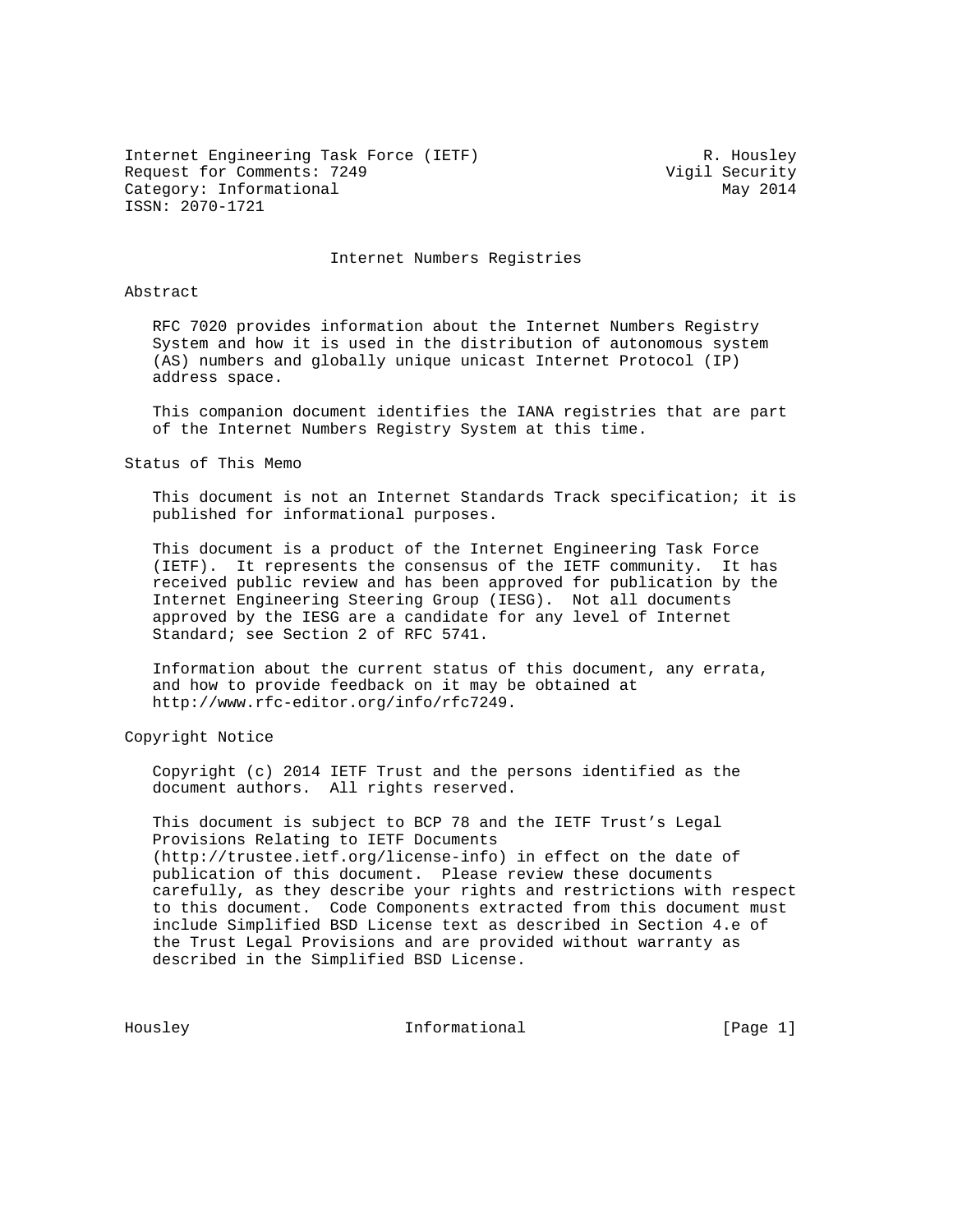Internet Engineering Task Force (IETF)                        R. Housley
Request for Comments: 7249                                Vigil Security
Category: Informational                                         May 2014
ISSN: 2070-1721

# Internet Numbers Registries

## Abstract

RFC 7020 provides information about the Internet Numbers Registry System and how it is used in the distribution of autonomous system (AS) numbers and globally unique unicast Internet Protocol (IP) address space.

This companion document identifies the IANA registries that are part of the Internet Numbers Registry System at this time.

## Status of This Memo

This document is not an Internet Standards Track specification; it is published for informational purposes.

This document is a product of the Internet Engineering Task Force (IETF). It represents the consensus of the IETF community. It has received public review and has been approved for publication by the Internet Engineering Steering Group (IESG). Not all documents approved by the IESG are a candidate for any level of Internet Standard; see Section 2 of RFC 5741.

Information about the current status of this document, any errata, and how to provide feedback on it may be obtained at http://www.rfc-editor.org/info/rfc7249.

## Copyright Notice

Copyright (c) 2014 IETF Trust and the persons identified as the document authors. All rights reserved.

This document is subject to BCP 78 and the IETF Trust's Legal Provisions Relating to IETF Documents (http://trustee.ietf.org/license-info) in effect on the date of publication of this document. Please review these documents carefully, as they describe your rights and restrictions with respect to this document. Code Components extracted from this document must include Simplified BSD License text as described in Section 4.e of the Trust Legal Provisions and are provided without warranty as described in the Simplified BSD License.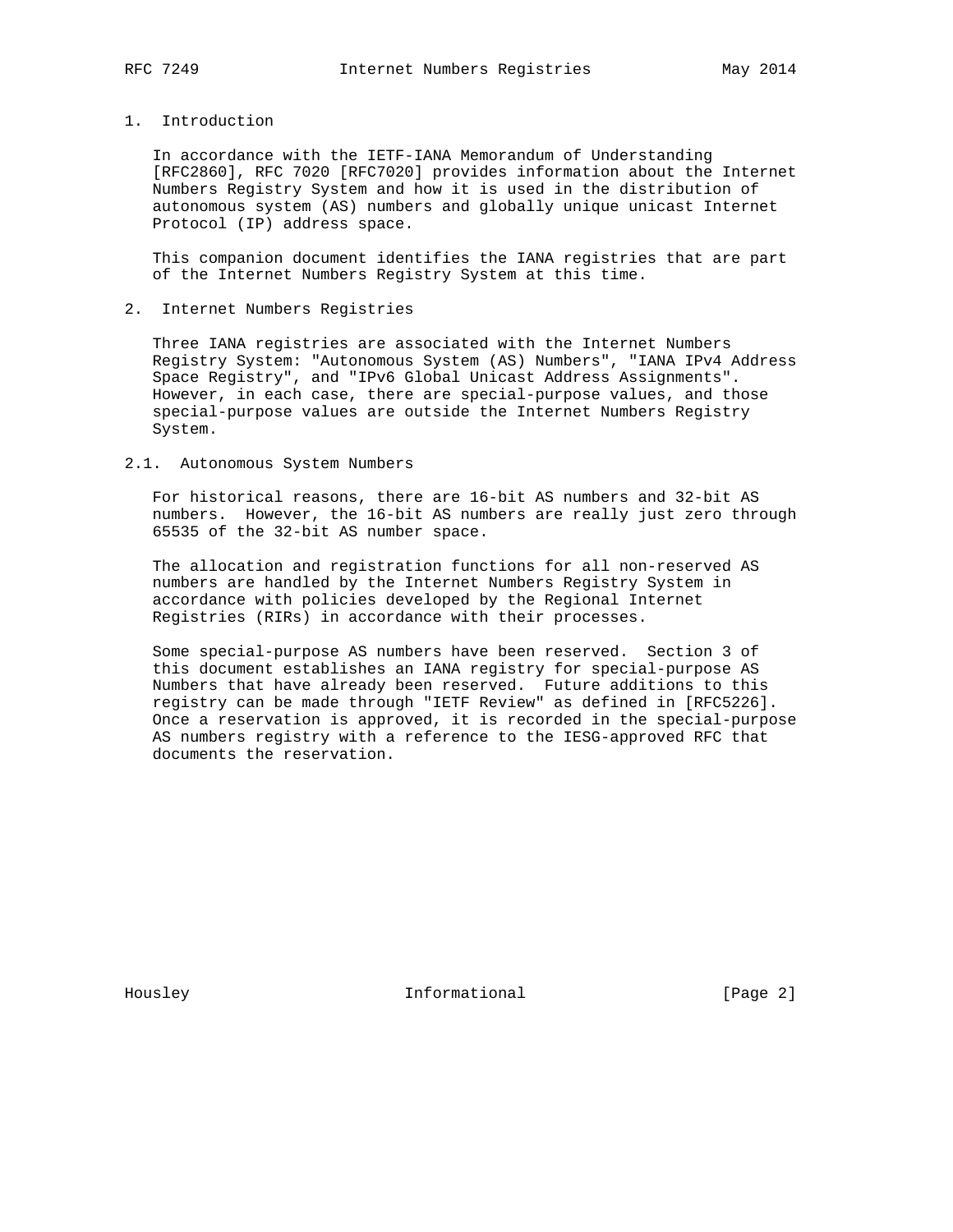## 1. Introduction

In accordance with the IETF-IANA Memorandum of Understanding [RFC2860], RFC 7020 [RFC7020] provides information about the Internet Numbers Registry System and how it is used in the distribution of autonomous system (AS) numbers and globally unique unicast Internet Protocol (IP) address space.

This companion document identifies the IANA registries that are part of the Internet Numbers Registry System at this time.

## 2. Internet Numbers Registries

Three IANA registries are associated with the Internet Numbers Registry System: "Autonomous System (AS) Numbers", "IANA IPv4 Address Space Registry", and "IPv6 Global Unicast Address Assignments". However, in each case, there are special-purpose values, and those special-purpose values are outside the Internet Numbers Registry System.

### 2.1. Autonomous System Numbers

For historical reasons, there are 16-bit AS numbers and 32-bit AS numbers. However, the 16-bit AS numbers are really just zero through 65535 of the 32-bit AS number space.

The allocation and registration functions for all non-reserved AS numbers are handled by the Internet Numbers Registry System in accordance with policies developed by the Regional Internet Registries (RIRs) in accordance with their processes.

Some special-purpose AS numbers have been reserved. Section 3 of this document establishes an IANA registry for special-purpose AS Numbers that have already been reserved. Future additions to this registry can be made through "IETF Review" as defined in [RFC5226]. Once a reservation is approved, it is recorded in the special-purpose AS numbers registry with a reference to the IESG-approved RFC that documents the reservation.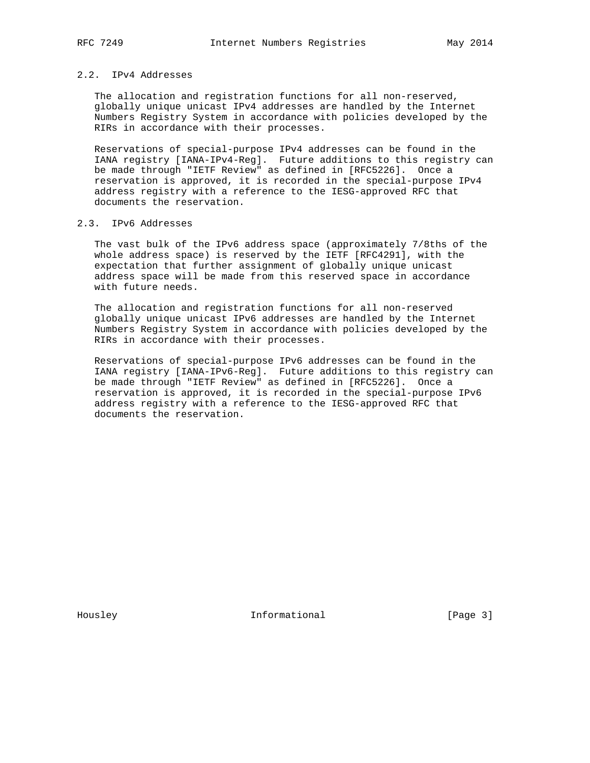## 2.2. IPv4 Addresses

The allocation and registration functions for all non-reserved, globally unique unicast IPv4 addresses are handled by the Internet Numbers Registry System in accordance with policies developed by the RIRs in accordance with their processes.

Reservations of special-purpose IPv4 addresses can be found in the IANA registry [IANA-IPv4-Reg]. Future additions to this registry can be made through "IETF Review" as defined in [RFC5226]. Once a reservation is approved, it is recorded in the special-purpose IPv4 address registry with a reference to the IESG-approved RFC that documents the reservation.

## 2.3. IPv6 Addresses

The vast bulk of the IPv6 address space (approximately 7/8ths of the whole address space) is reserved by the IETF [RFC4291], with the expectation that further assignment of globally unique unicast address space will be made from this reserved space in accordance with future needs.

The allocation and registration functions for all non-reserved globally unique unicast IPv6 addresses are handled by the Internet Numbers Registry System in accordance with policies developed by the RIRs in accordance with their processes.

Reservations of special-purpose IPv6 addresses can be found in the IANA registry [IANA-IPv6-Reg]. Future additions to this registry can be made through "IETF Review" as defined in [RFC5226]. Once a reservation is approved, it is recorded in the special-purpose IPv6 address registry with a reference to the IESG-approved RFC that documents the reservation.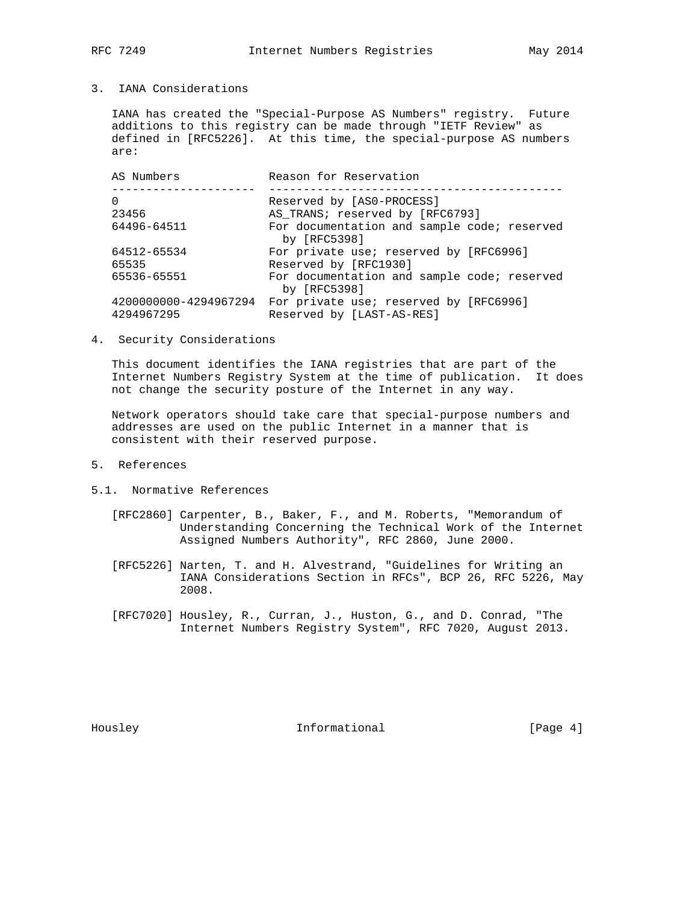## 3. IANA Considerations

IANA has created the "Special-Purpose AS Numbers" registry. Future additions to this registry can be made through "IETF Review" as defined in [RFC5226]. At this time, the special-purpose AS numbers are:

| AS Numbers | Reason for Reservation |
|---|---|
| 0 | Reserved by [AS0-PROCESS] |
| 23456 | AS_TRANS; reserved by [RFC6793] |
| 64496-64511 | For documentation and sample code; reserved by [RFC5398] |
| 64512-65534 | For private use; reserved by [RFC6996] |
| 65535 | Reserved by [RFC1930] |
| 65536-65551 | For documentation and sample code; reserved by [RFC5398] |
| 4200000000-4294967294 | For private use; reserved by [RFC6996] |
| 4294967295 | Reserved by [LAST-AS-RES] |

## 4. Security Considerations

This document identifies the IANA registries that are part of the Internet Numbers Registry System at the time of publication. It does not change the security posture of the Internet in any way.

Network operators should take care that special-purpose numbers and addresses are used on the public Internet in a manner that is consistent with their reserved purpose.

## 5. References

### 5.1. Normative References

[RFC2860] Carpenter, B., Baker, F., and M. Roberts, "Memorandum of Understanding Concerning the Technical Work of the Internet Assigned Numbers Authority", RFC 2860, June 2000.

[RFC5226] Narten, T. and H. Alvestrand, "Guidelines for Writing an IANA Considerations Section in RFCs", BCP 26, RFC 5226, May 2008.

[RFC7020] Housley, R., Curran, J., Huston, G., and D. Conrad, "The Internet Numbers Registry System", RFC 7020, August 2013.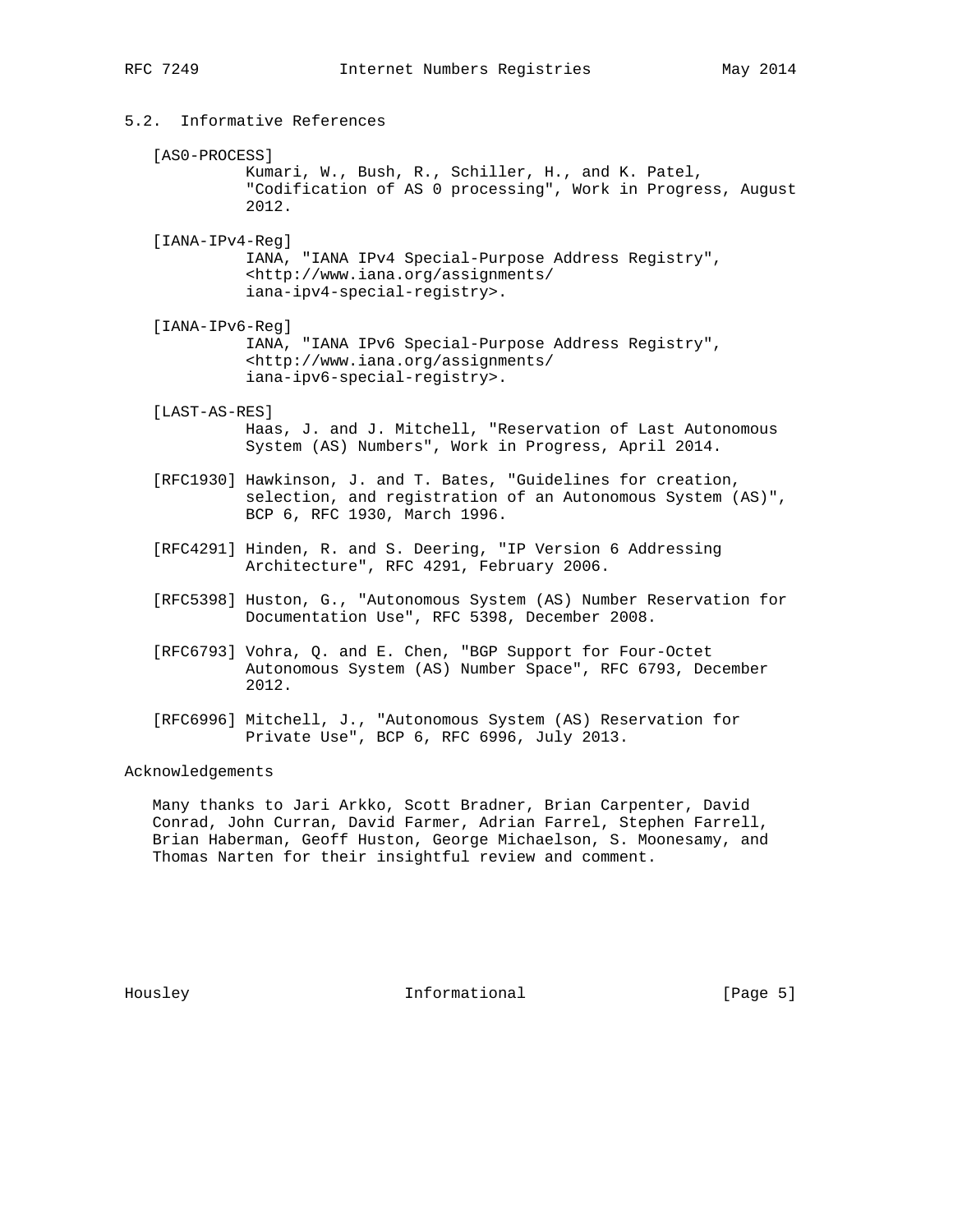### 5.2. Informative References

[AS0-PROCESS]
Kumari, W., Bush, R., Schiller, H., and K. Patel, "Codification of AS 0 processing", Work in Progress, August 2012.

[IANA-IPv4-Reg]
IANA, "IANA IPv4 Special-Purpose Address Registry", <http://www.iana.org/assignments/iana-ipv4-special-registry>.

[IANA-IPv6-Reg]
IANA, "IANA IPv6 Special-Purpose Address Registry", <http://www.iana.org/assignments/iana-ipv6-special-registry>.

[LAST-AS-RES]
Haas, J. and J. Mitchell, "Reservation of Last Autonomous System (AS) Numbers", Work in Progress, April 2014.

[RFC1930] Hawkinson, J. and T. Bates, "Guidelines for creation, selection, and registration of an Autonomous System (AS)", BCP 6, RFC 1930, March 1996.

[RFC4291] Hinden, R. and S. Deering, "IP Version 6 Addressing Architecture", RFC 4291, February 2006.

[RFC5398] Huston, G., "Autonomous System (AS) Number Reservation for Documentation Use", RFC 5398, December 2008.

[RFC6793] Vohra, Q. and E. Chen, "BGP Support for Four-Octet Autonomous System (AS) Number Space", RFC 6793, December 2012.

[RFC6996] Mitchell, J., "Autonomous System (AS) Reservation for Private Use", BCP 6, RFC 6996, July 2013.

## Acknowledgements

Many thanks to Jari Arkko, Scott Bradner, Brian Carpenter, David Conrad, John Curran, David Farmer, Adrian Farrel, Stephen Farrell, Brian Haberman, Geoff Huston, George Michaelson, S. Moonesamy, and Thomas Narten for their insightful review and comment.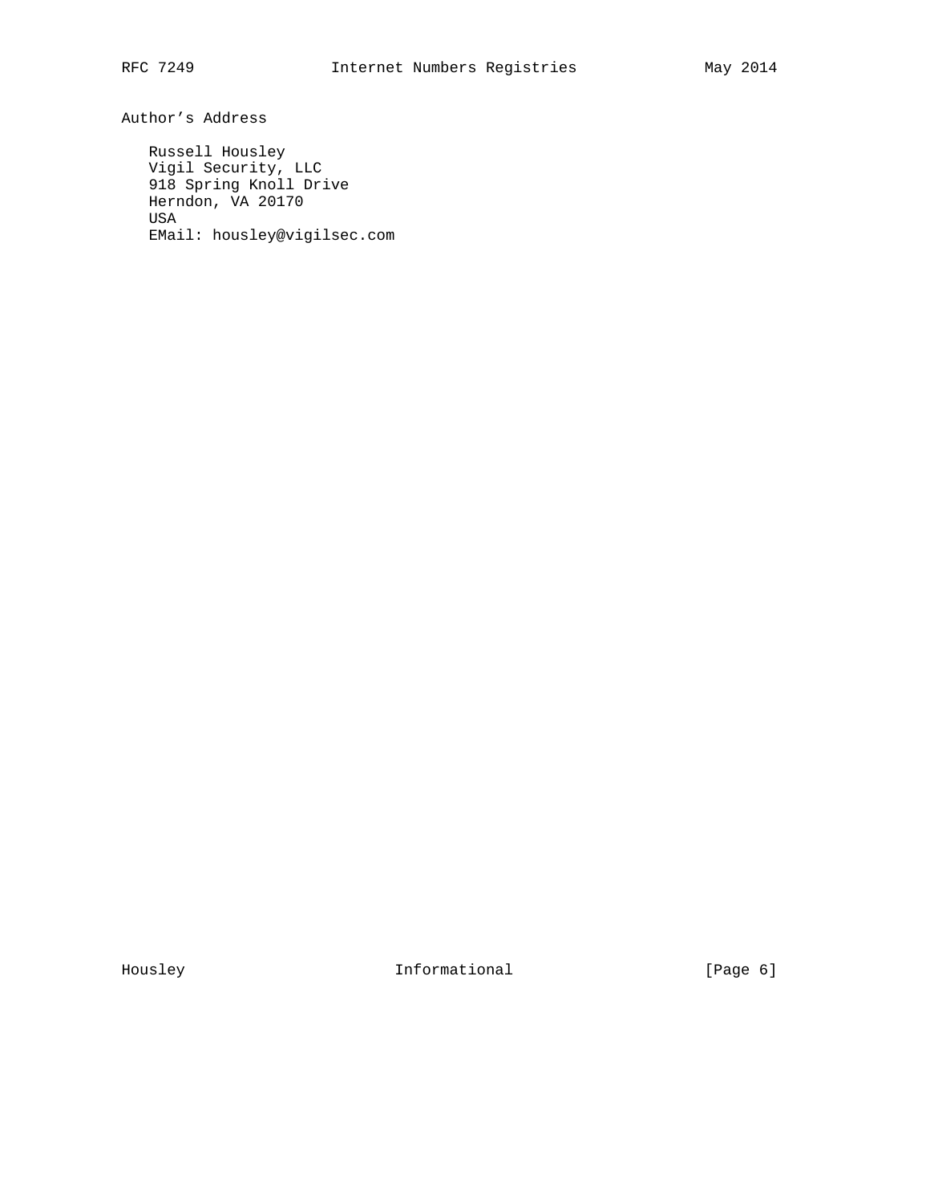## Author's Address

Russell Housley
Vigil Security, LLC
918 Spring Knoll Drive
Herndon, VA 20170
USA
EMail: housley@vigilsec.com